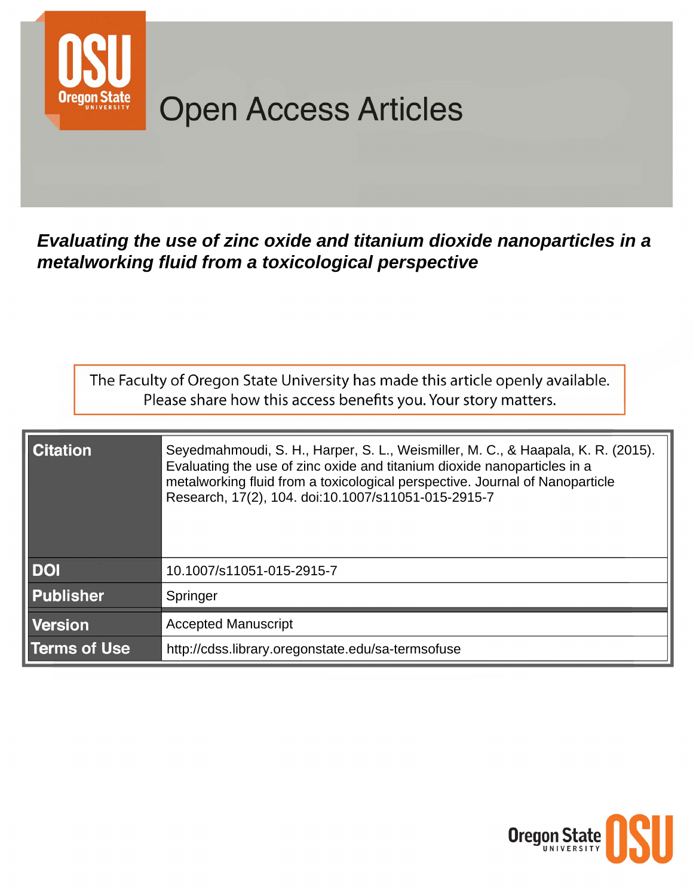# Open Access Articles

## *Evaluating the use of zinc oxide and titanium dioxide nanoparticles in a metalworking fluid from a toxicological perspective*

The Faculty of Oregon State University has made this article openly available. Please share how this access benefits you. Your story matters.

| | |
|---|---|
| **Citation** | Seyedmahmoudi, S. H., Harper, S. L., Weismiller, M. C., & Haapala, K. R. (2015). Evaluating the use of zinc oxide and titanium dioxide nanoparticles in a metalworking fluid from a toxicological perspective. Journal of Nanoparticle Research, 17(2), 104. doi:10.1007/s11051-015-2915-7 |
| **DOI** | 10.1007/s11051-015-2915-7 |
| **Publisher** | Springer |
| **Version** | Accepted Manuscript |
| **Terms of Use** | http://cdss.library.oregonstate.edu/sa-termsofuse |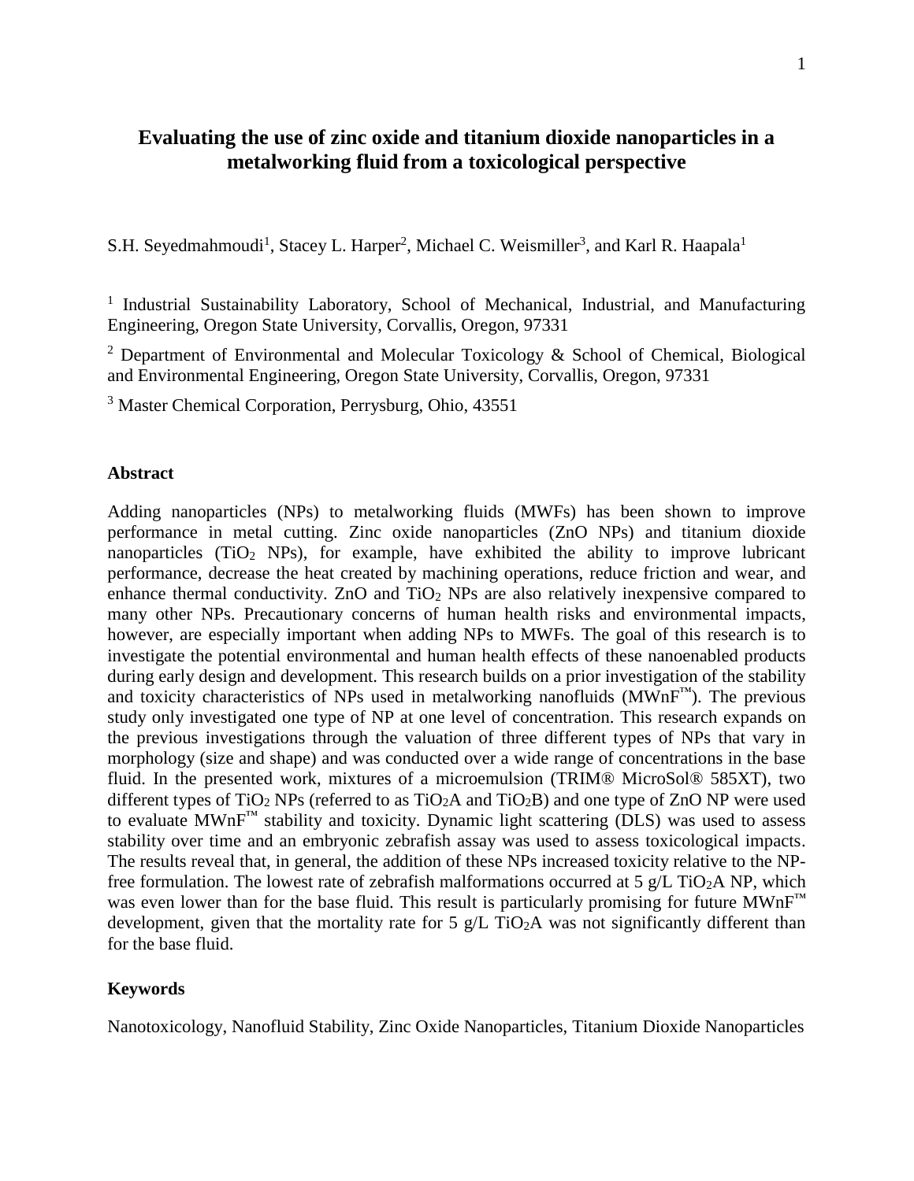# Evaluating the use of zinc oxide and titanium dioxide nanoparticles in a metalworking fluid from a toxicological perspective

S.H. Seyedmahmoudi[1], Stacey L. Harper[2], Michael C. Weismiller[3], and Karl R. Haapala[1]

[1] Industrial Sustainability Laboratory, School of Mechanical, Industrial, and Manufacturing Engineering, Oregon State University, Corvallis, Oregon, 97331

[2] Department of Environmental and Molecular Toxicology & School of Chemical, Biological and Environmental Engineering, Oregon State University, Corvallis, Oregon, 97331

[3] Master Chemical Corporation, Perrysburg, Ohio, 43551

### Abstract

Adding nanoparticles (NPs) to metalworking fluids (MWFs) has been shown to improve performance in metal cutting. Zinc oxide nanoparticles (ZnO NPs) and titanium dioxide nanoparticles ($TiO_2$ NPs), for example, have exhibited the ability to improve lubricant performance, decrease the heat created by machining operations, reduce friction and wear, and enhance thermal conductivity. ZnO and $TiO_2$ NPs are also relatively inexpensive compared to many other NPs. Precautionary concerns of human health risks and environmental impacts, however, are especially important when adding NPs to MWFs. The goal of this research is to investigate the potential environmental and human health effects of these nanoenabled products during early design and development. This research builds on a prior investigation of the stability and toxicity characteristics of NPs used in metalworking nanofluids (MWnF™). The previous study only investigated one type of NP at one level of concentration. This research expands on the previous investigations through the valuation of three different types of NPs that vary in morphology (size and shape) and was conducted over a wide range of concentrations in the base fluid. In the presented work, mixtures of a microemulsion (TRIM® MicroSol® 585XT), two different types of $TiO_2$ NPs (referred to as $TiO_2$A and $TiO_2$B) and one type of ZnO NP were used to evaluate MWnF™ stability and toxicity. Dynamic light scattering (DLS) was used to assess stability over time and an embryonic zebrafish assay was used to assess toxicological impacts. The results reveal that, in general, the addition of these NPs increased toxicity relative to the NP-free formulation. The lowest rate of zebrafish malformations occurred at 5 g/L $TiO_2$A NP, which was even lower than for the base fluid. This result is particularly promising for future MWnF™ development, given that the mortality rate for 5 g/L $TiO_2$A was not significantly different than for the base fluid.

### Keywords

Nanotoxicology, Nanofluid Stability, Zinc Oxide Nanoparticles, Titanium Dioxide Nanoparticles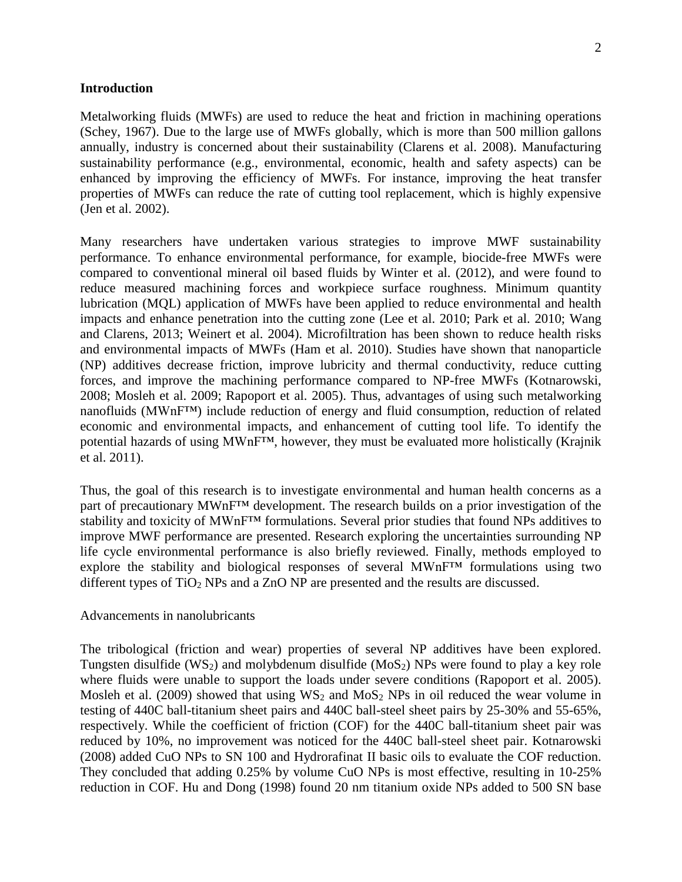## Introduction

Metalworking fluids (MWFs) are used to reduce the heat and friction in machining operations (Schey, 1967). Due to the large use of MWFs globally, which is more than 500 million gallons annually, industry is concerned about their sustainability (Clarens et al. 2008). Manufacturing sustainability performance (e.g., environmental, economic, health and safety aspects) can be enhanced by improving the efficiency of MWFs. For instance, improving the heat transfer properties of MWFs can reduce the rate of cutting tool replacement, which is highly expensive (Jen et al. 2002).

Many researchers have undertaken various strategies to improve MWF sustainability performance. To enhance environmental performance, for example, biocide-free MWFs were compared to conventional mineral oil based fluids by Winter et al. (2012), and were found to reduce measured machining forces and workpiece surface roughness. Minimum quantity lubrication (MQL) application of MWFs have been applied to reduce environmental and health impacts and enhance penetration into the cutting zone (Lee et al. 2010; Park et al. 2010; Wang and Clarens, 2013; Weinert et al. 2004). Microfiltration has been shown to reduce health risks and environmental impacts of MWFs (Ham et al. 2010). Studies have shown that nanoparticle (NP) additives decrease friction, improve lubricity and thermal conductivity, reduce cutting forces, and improve the machining performance compared to NP-free MWFs (Kotnarowski, 2008; Mosleh et al. 2009; Rapoport et al. 2005). Thus, advantages of using such metalworking nanofluids (MWnF™) include reduction of energy and fluid consumption, reduction of related economic and environmental impacts, and enhancement of cutting tool life. To identify the potential hazards of using MWnF™, however, they must be evaluated more holistically (Krajnik et al. 2011).

Thus, the goal of this research is to investigate environmental and human health concerns as a part of precautionary MWnF™ development. The research builds on a prior investigation of the stability and toxicity of MWnF™ formulations. Several prior studies that found NPs additives to improve MWF performance are presented. Research exploring the uncertainties surrounding NP life cycle environmental performance is also briefly reviewed. Finally, methods employed to explore the stability and biological responses of several MWnF™ formulations using two different types of $TiO_2$ NPs and a ZnO NP are presented and the results are discussed.

### Advancements in nanolubricants

The tribological (friction and wear) properties of several NP additives have been explored. Tungsten disulfide ($WS_2$) and molybdenum disulfide ($MoS_2$) NPs were found to play a key role where fluids were unable to support the loads under severe conditions (Rapoport et al. 2005). Mosleh et al. (2009) showed that using $WS_2$ and $MoS_2$ NPs in oil reduced the wear volume in testing of 440C ball-titanium sheet pairs and 440C ball-steel sheet pairs by 25-30% and 55-65%, respectively. While the coefficient of friction (COF) for the 440C ball-titanium sheet pair was reduced by 10%, no improvement was noticed for the 440C ball-steel sheet pair. Kotnarowski (2008) added CuO NPs to SN 100 and Hydrorafinat II basic oils to evaluate the COF reduction. They concluded that adding 0.25% by volume CuO NPs is most effective, resulting in 10-25% reduction in COF. Hu and Dong (1998) found 20 nm titanium oxide NPs added to 500 SN base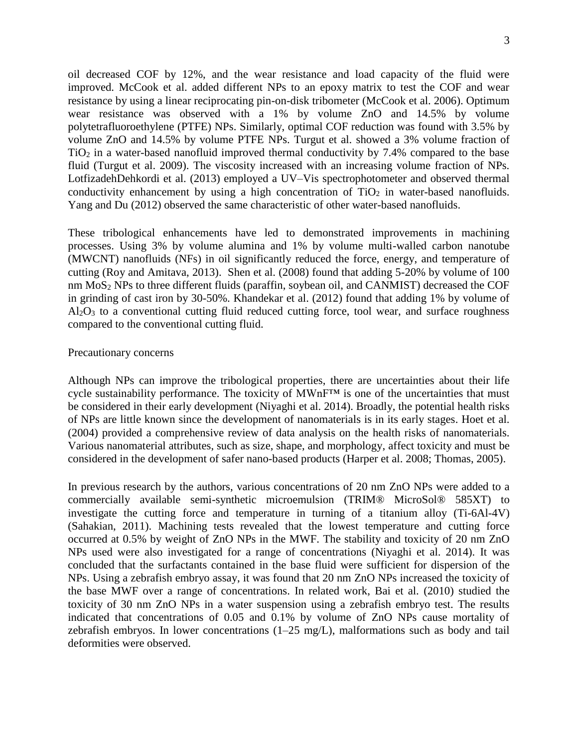oil decreased COF by 12%, and the wear resistance and load capacity of the fluid were improved. McCook et al. added different NPs to an epoxy matrix to test the COF and wear resistance by using a linear reciprocating pin-on-disk tribometer (McCook et al. 2006). Optimum wear resistance was observed with a 1% by volume ZnO and 14.5% by volume polytetrafluoroethylene (PTFE) NPs. Similarly, optimal COF reduction was found with 3.5% by volume ZnO and 14.5% by volume PTFE NPs. Turgut et al. showed a 3% volume fraction of $TiO_2$ in a water-based nanofluid improved thermal conductivity by 7.4% compared to the base fluid (Turgut et al. 2009). The viscosity increased with an increasing volume fraction of NPs. LotfizadehDehkordi et al. (2013) employed a UV–Vis spectrophotometer and observed thermal conductivity enhancement by using a high concentration of $TiO_2$ in water-based nanofluids. Yang and Du (2012) observed the same characteristic of other water-based nanofluids.

These tribological enhancements have led to demonstrated improvements in machining processes. Using 3% by volume alumina and 1% by volume multi-walled carbon nanotube (MWCNT) nanofluids (NFs) in oil significantly reduced the force, energy, and temperature of cutting (Roy and Amitava, 2013). Shen et al. (2008) found that adding 5-20% by volume of 100 nm $MoS_2$ NPs to three different fluids (paraffin, soybean oil, and CANMIST) decreased the COF in grinding of cast iron by 30-50%. Khandekar et al. (2012) found that adding 1% by volume of $Al_2O_3$ to a conventional cutting fluid reduced cutting force, tool wear, and surface roughness compared to the conventional cutting fluid.

Precautionary concerns

Although NPs can improve the tribological properties, there are uncertainties about their life cycle sustainability performance. The toxicity of MWnF™ is one of the uncertainties that must be considered in their early development (Niyaghi et al. 2014). Broadly, the potential health risks of NPs are little known since the development of nanomaterials is in its early stages. Hoet et al. (2004) provided a comprehensive review of data analysis on the health risks of nanomaterials. Various nanomaterial attributes, such as size, shape, and morphology, affect toxicity and must be considered in the development of safer nano-based products (Harper et al. 2008; Thomas, 2005).

In previous research by the authors, various concentrations of 20 nm ZnO NPs were added to a commercially available semi-synthetic microemulsion (TRIM® MicroSol® 585XT) to investigate the cutting force and temperature in turning of a titanium alloy (Ti-6Al-4V) (Sahakian, 2011). Machining tests revealed that the lowest temperature and cutting force occurred at 0.5% by weight of ZnO NPs in the MWF. The stability and toxicity of 20 nm ZnO NPs used were also investigated for a range of concentrations (Niyaghi et al. 2014). It was concluded that the surfactants contained in the base fluid were sufficient for dispersion of the NPs. Using a zebrafish embryo assay, it was found that 20 nm ZnO NPs increased the toxicity of the base MWF over a range of concentrations. In related work, Bai et al. (2010) studied the toxicity of 30 nm ZnO NPs in a water suspension using a zebrafish embryo test. The results indicated that concentrations of 0.05 and 0.1% by volume of ZnO NPs cause mortality of zebrafish embryos. In lower concentrations (1–25 mg/L), malformations such as body and tail deformities were observed.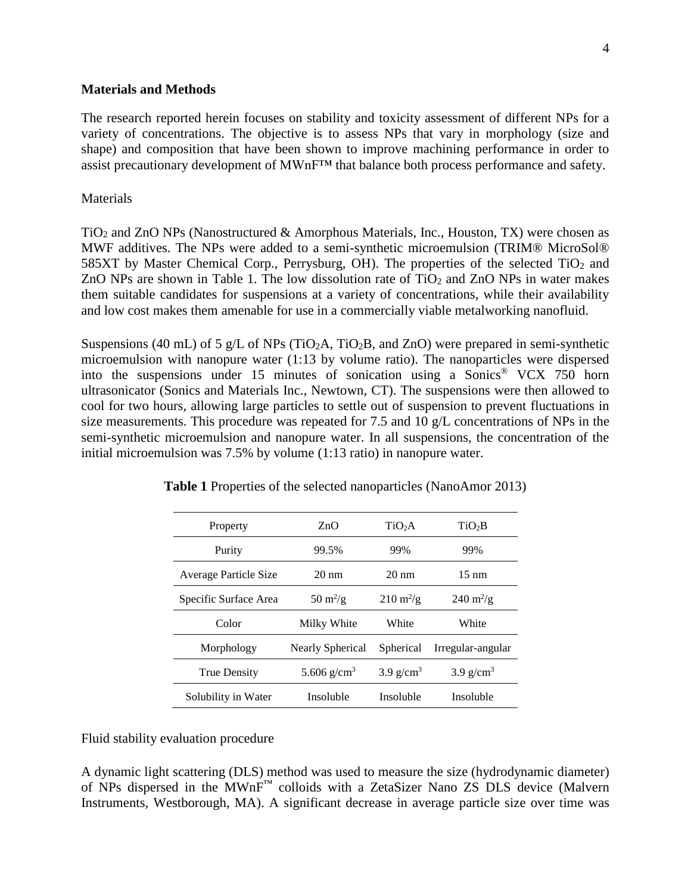## Materials and Methods

The research reported herein focuses on stability and toxicity assessment of different NPs for a variety of concentrations. The objective is to assess NPs that vary in morphology (size and shape) and composition that have been shown to improve machining performance in order to assist precautionary development of MWnF™ that balance both process performance and safety.

### Materials

$TiO_2$ and ZnO NPs (Nanostructured & Amorphous Materials, Inc., Houston, TX) were chosen as MWF additives. The NPs were added to a semi-synthetic microemulsion (TRIM® MicroSol® 585XT by Master Chemical Corp., Perrysburg, OH). The properties of the selected $TiO_2$ and ZnO NPs are shown in Table 1. The low dissolution rate of $TiO_2$ and ZnO NPs in water makes them suitable candidates for suspensions at a variety of concentrations, while their availability and low cost makes them amenable for use in a commercially viable metalworking nanofluid.

Suspensions (40 mL) of 5 g/L of NPs ($TiO_2$A, $TiO_2$B, and ZnO) were prepared in semi-synthetic microemulsion with nanopure water (1:13 by volume ratio). The nanoparticles were dispersed into the suspensions under 15 minutes of sonication using a Sonics® VCX 750 horn ultrasonicator (Sonics and Materials Inc., Newtown, CT). The suspensions were then allowed to cool for two hours, allowing large particles to settle out of suspension to prevent fluctuations in size measurements. This procedure was repeated for 7.5 and 10 g/L concentrations of NPs in the semi-synthetic microemulsion and nanopure water. In all suspensions, the concentration of the initial microemulsion was 7.5% by volume (1:13 ratio) in nanopure water.

**Table 1** Properties of the selected nanoparticles (NanoAmor 2013)

| Property | ZnO | $TiO_2$A | $TiO_2$B |
|---|---|---|---|
| Purity | 99.5% | 99% | 99% |
| Average Particle Size | 20 nm | 20 nm | 15 nm |
| Specific Surface Area | 50 $m^2/g$ | 210 $m^2/g$ | 240 $m^2/g$ |
| Color | Milky White | White | White |
| Morphology | Nearly Spherical | Spherical | Irregular-angular |
| True Density | 5.606 $g/cm^3$ | 3.9 $g/cm^3$ | 3.9 $g/cm^3$ |
| Solubility in Water | Insoluble | Insoluble | Insoluble |

### Fluid stability evaluation procedure

A dynamic light scattering (DLS) method was used to measure the size (hydrodynamic diameter) of NPs dispersed in the MWnF™ colloids with a ZetaSizer Nano ZS DLS device (Malvern Instruments, Westborough, MA). A significant decrease in average particle size over time was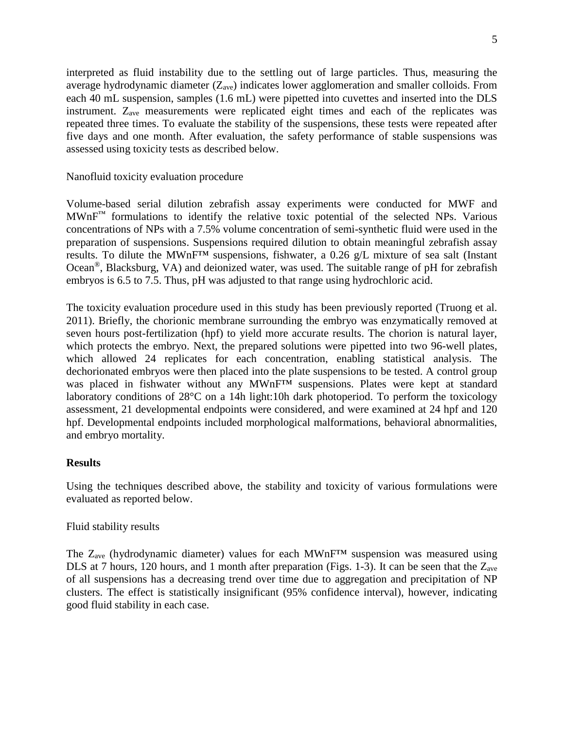interpreted as fluid instability due to the settling out of large particles. Thus, measuring the average hydrodynamic diameter ($Z_{ave}$) indicates lower agglomeration and smaller colloids. From each 40 mL suspension, samples (1.6 mL) were pipetted into cuvettes and inserted into the DLS instrument. $Z_{ave}$ measurements were replicated eight times and each of the replicates was repeated three times. To evaluate the stability of the suspensions, these tests were repeated after five days and one month. After evaluation, the safety performance of stable suspensions was assessed using toxicity tests as described below.

Nanofluid toxicity evaluation procedure

Volume-based serial dilution zebrafish assay experiments were conducted for MWF and MWnF™ formulations to identify the relative toxic potential of the selected NPs. Various concentrations of NPs with a 7.5% volume concentration of semi-synthetic fluid were used in the preparation of suspensions. Suspensions required dilution to obtain meaningful zebrafish assay results. To dilute the MWnF™ suspensions, fishwater, a 0.26 g/L mixture of sea salt (Instant Ocean®, Blacksburg, VA) and deionized water, was used. The suitable range of pH for zebrafish embryos is 6.5 to 7.5. Thus, pH was adjusted to that range using hydrochloric acid.

The toxicity evaluation procedure used in this study has been previously reported (Truong et al. 2011). Briefly, the chorionic membrane surrounding the embryo was enzymatically removed at seven hours post-fertilization (hpf) to yield more accurate results. The chorion is natural layer, which protects the embryo. Next, the prepared solutions were pipetted into two 96-well plates, which allowed 24 replicates for each concentration, enabling statistical analysis. The dechorionated embryos were then placed into the plate suspensions to be tested. A control group was placed in fishwater without any MWnF™ suspensions. Plates were kept at standard laboratory conditions of 28°C on a 14h light:10h dark photoperiod. To perform the toxicology assessment, 21 developmental endpoints were considered, and were examined at 24 hpf and 120 hpf. Developmental endpoints included morphological malformations, behavioral abnormalities, and embryo mortality.

## Results

Using the techniques described above, the stability and toxicity of various formulations were evaluated as reported below.

Fluid stability results

The $Z_{ave}$ (hydrodynamic diameter) values for each MWnF™ suspension was measured using DLS at 7 hours, 120 hours, and 1 month after preparation (Figs. 1-3). It can be seen that the $Z_{ave}$ of all suspensions has a decreasing trend over time due to aggregation and precipitation of NP clusters. The effect is statistically insignificant (95% confidence interval), however, indicating good fluid stability in each case.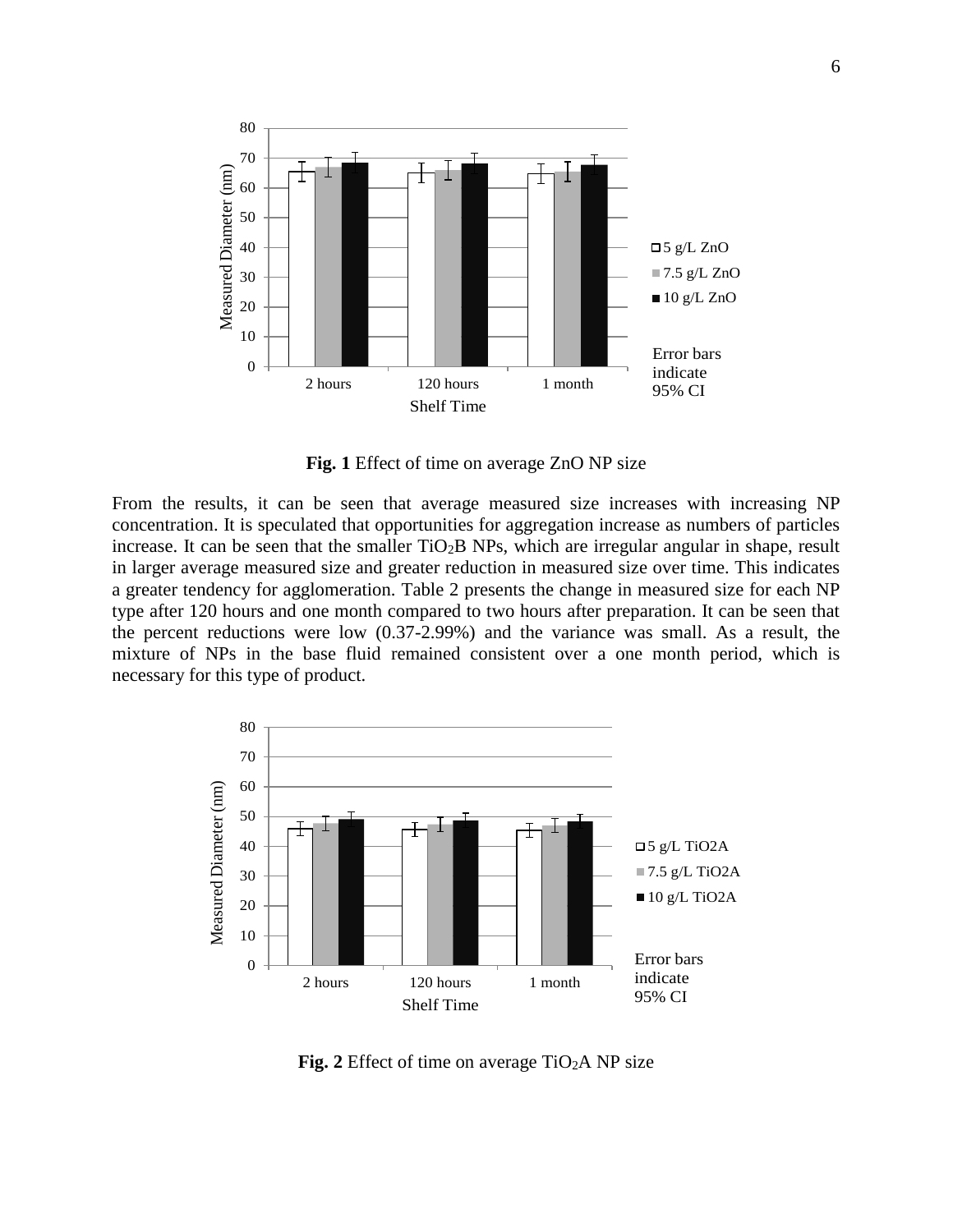**Fig. 1** Effect of time on average ZnO NP size

From the results, it can be seen that average measured size increases with increasing NP concentration. It is speculated that opportunities for aggregation increase as numbers of particles increase. It can be seen that the smaller $TiO_2$B NPs, which are irregular angular in shape, result in larger average measured size and greater reduction in measured size over time. This indicates a greater tendency for agglomeration. Table 2 presents the change in measured size for each NP type after 120 hours and one month compared to two hours after preparation. It can be seen that the percent reductions were low (0.37-2.99%) and the variance was small. As a result, the mixture of NPs in the base fluid remained consistent over a one month period, which is necessary for this type of product.

**Fig. 2** Effect of time on average $TiO_2$A NP size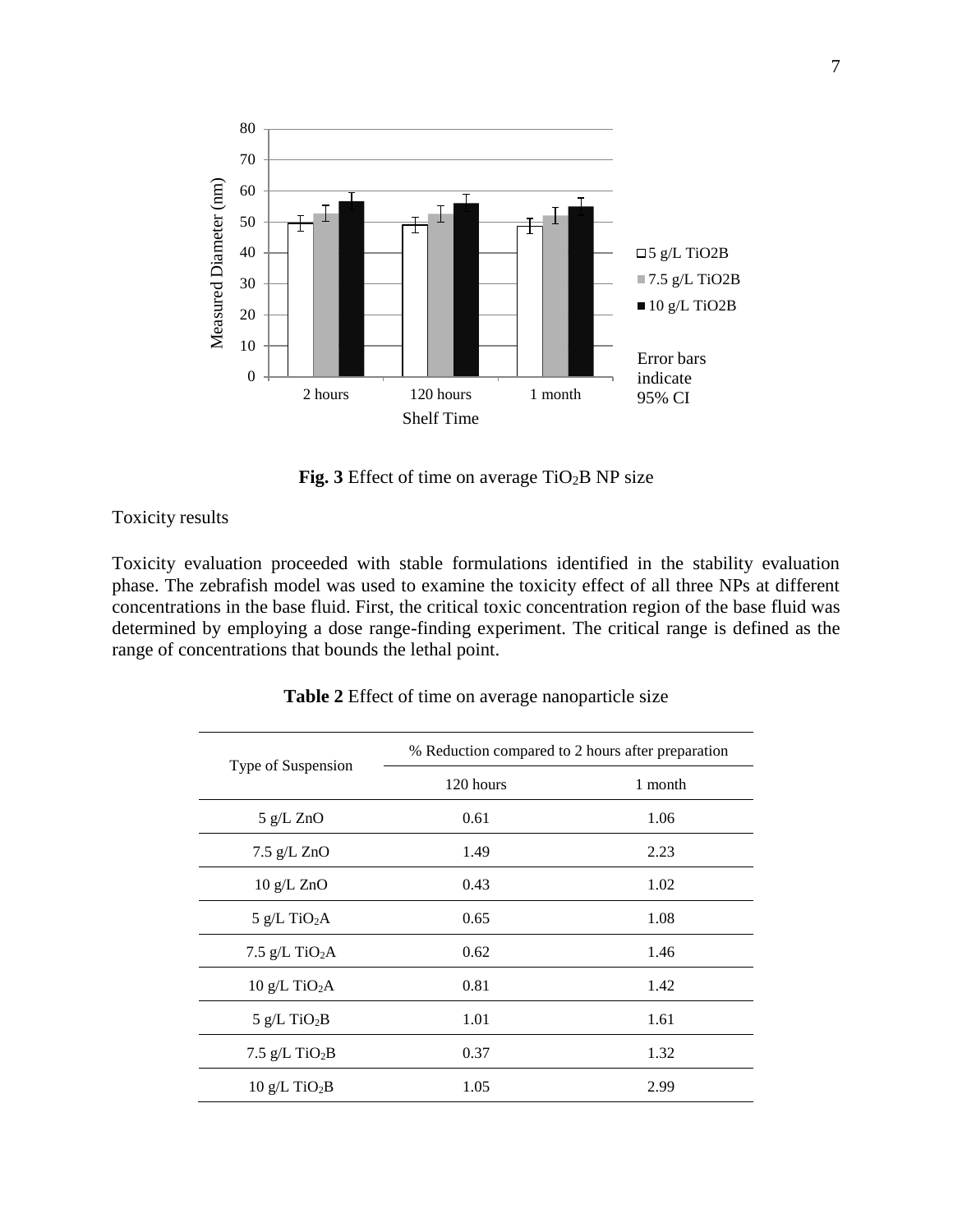**Fig. 3** Effect of time on average $TiO_2$B NP size

Toxicity results

Toxicity evaluation proceeded with stable formulations identified in the stability evaluation phase. The zebrafish model was used to examine the toxicity effect of all three NPs at different concentrations in the base fluid. First, the critical toxic concentration region of the base fluid was determined by employing a dose range-finding experiment. The critical range is defined as the range of concentrations that bounds the lethal point.

**Table 2** Effect of time on average nanoparticle size

| Type of Suspension | % Reduction compared to 2 hours after preparation | |
|---|---|---|
| | 120 hours | 1 month |
| 5 g/L ZnO | 0.61 | 1.06 |
| 7.5 g/L ZnO | 1.49 | 2.23 |
| 10 g/L ZnO | 0.43 | 1.02 |
| 5 g/L $TiO_2$A | 0.65 | 1.08 |
| 7.5 g/L $TiO_2$A | 0.62 | 1.46 |
| 10 g/L $TiO_2$A | 0.81 | 1.42 |
| 5 g/L $TiO_2$B | 1.01 | 1.61 |
| 7.5 g/L $TiO_2$B | 0.37 | 1.32 |
| 10 g/L $TiO_2$B | 1.05 | 2.99 |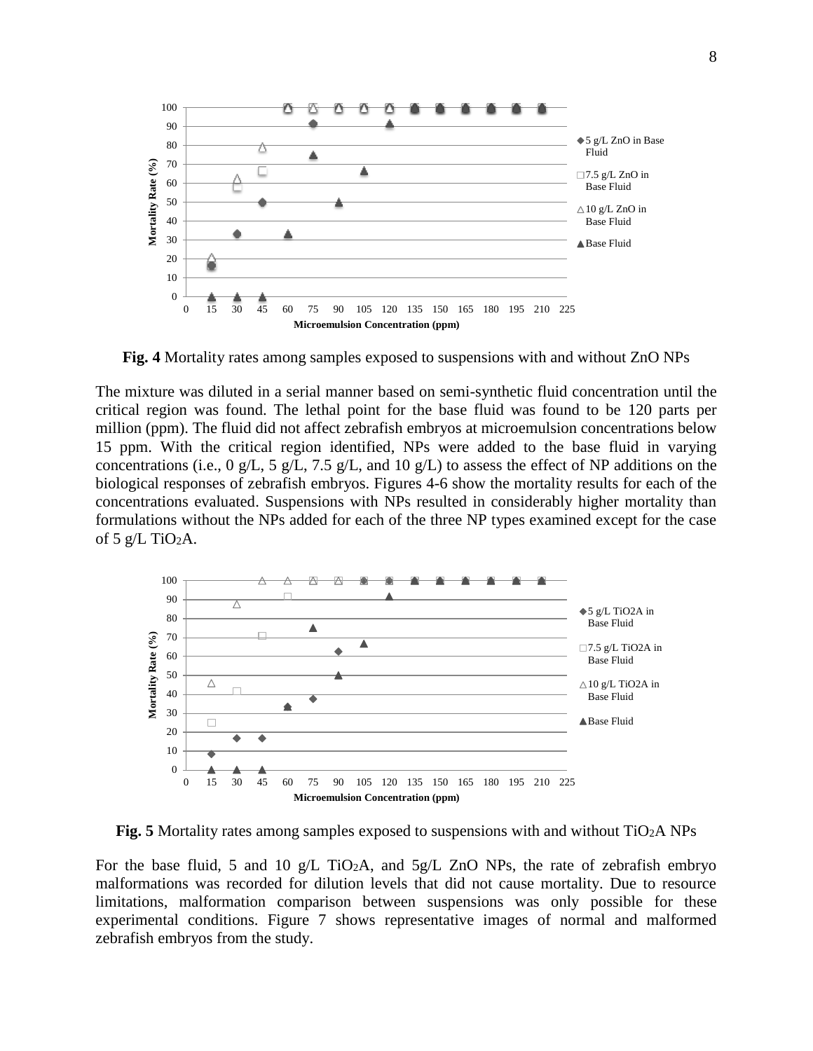**Fig. 4** Mortality rates among samples exposed to suspensions with and without ZnO NPs

The mixture was diluted in a serial manner based on semi-synthetic fluid concentration until the critical region was found. The lethal point for the base fluid was found to be 120 parts per million (ppm). The fluid did not affect zebrafish embryos at microemulsion concentrations below 15 ppm. With the critical region identified, NPs were added to the base fluid in varying concentrations (i.e., 0 g/L, 5 g/L, 7.5 g/L, and 10 g/L) to assess the effect of NP additions on the biological responses of zebrafish embryos. Figures 4-6 show the mortality results for each of the concentrations evaluated. Suspensions with NPs resulted in considerably higher mortality than formulations without the NPs added for each of the three NP types examined except for the case of 5 g/L $TiO_2$A.

**Fig. 5** Mortality rates among samples exposed to suspensions with and without $TiO_2$A NPs

For the base fluid, 5 and 10 g/L $TiO_2$A, and 5g/L ZnO NPs, the rate of zebrafish embryo malformations was recorded for dilution levels that did not cause mortality. Due to resource limitations, malformation comparison between suspensions was only possible for these experimental conditions. Figure 7 shows representative images of normal and malformed zebrafish embryos from the study.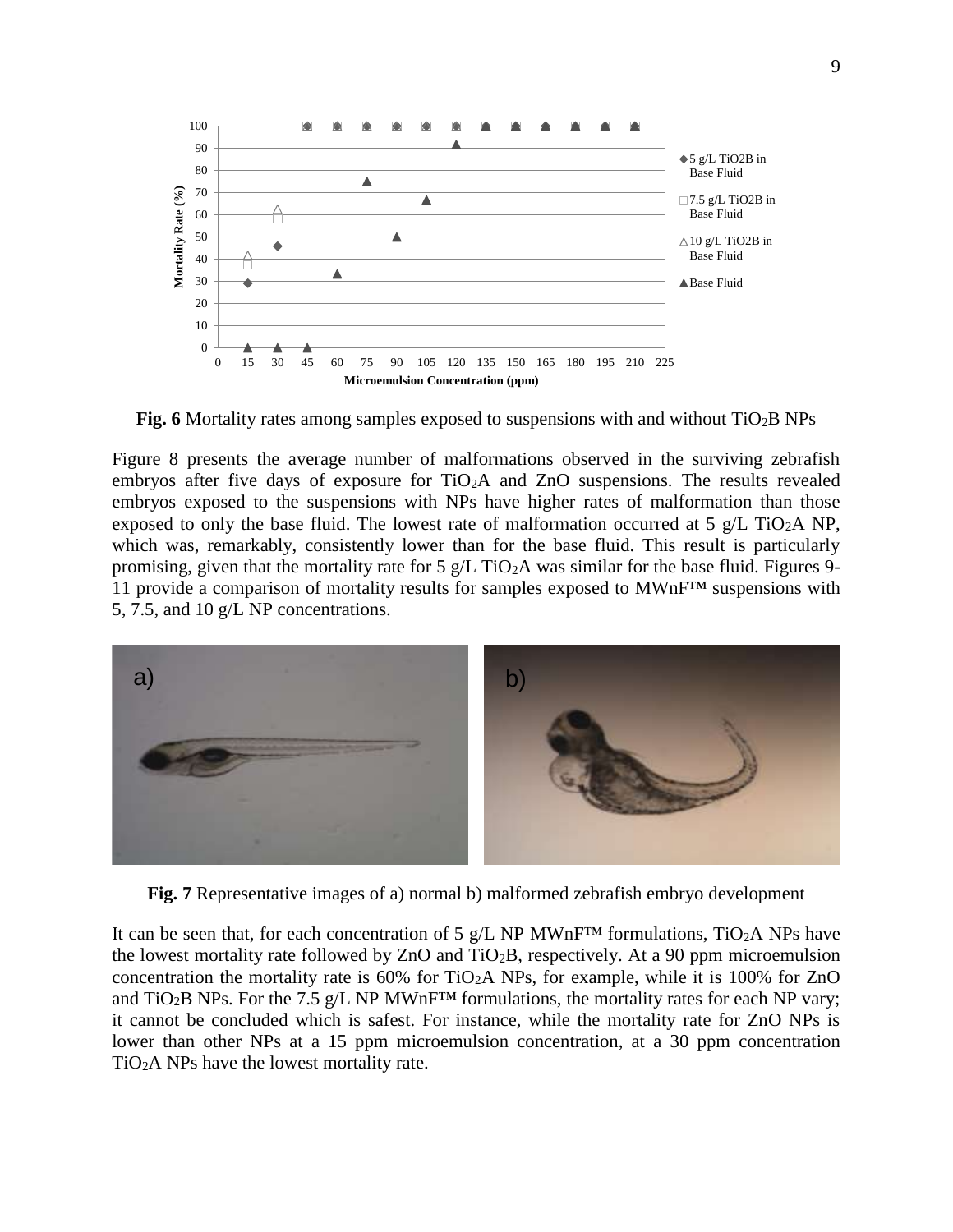**Fig. 6** Mortality rates among samples exposed to suspensions with and without $TiO_2B$ NPs

Figure 8 presents the average number of malformations observed in the surviving zebrafish embryos after five days of exposure for $TiO_2A$ and ZnO suspensions. The results revealed embryos exposed to the suspensions with NPs have higher rates of malformation than those exposed to only the base fluid. The lowest rate of malformation occurred at 5 g/L $TiO_2A$ NP, which was, remarkably, consistently lower than for the base fluid. This result is particularly promising, given that the mortality rate for 5 g/L $TiO_2A$ was similar for the base fluid. Figures 9-11 provide a comparison of mortality results for samples exposed to MWnF™ suspensions with 5, 7.5, and 10 g/L NP concentrations.

**Fig. 7** Representative images of a) normal b) malformed zebrafish embryo development

It can be seen that, for each concentration of 5 g/L NP MWnF™ formulations, $TiO_2A$ NPs have the lowest mortality rate followed by ZnO and $TiO_2B$, respectively. At a 90 ppm microemulsion concentration the mortality rate is 60% for $TiO_2A$ NPs, for example, while it is 100% for ZnO and $TiO_2B$ NPs. For the 7.5 g/L NP MWnF™ formulations, the mortality rates for each NP vary; it cannot be concluded which is safest. For instance, while the mortality rate for ZnO NPs is lower than other NPs at a 15 ppm microemulsion concentration, at a 30 ppm concentration $TiO_2A$ NPs have the lowest mortality rate.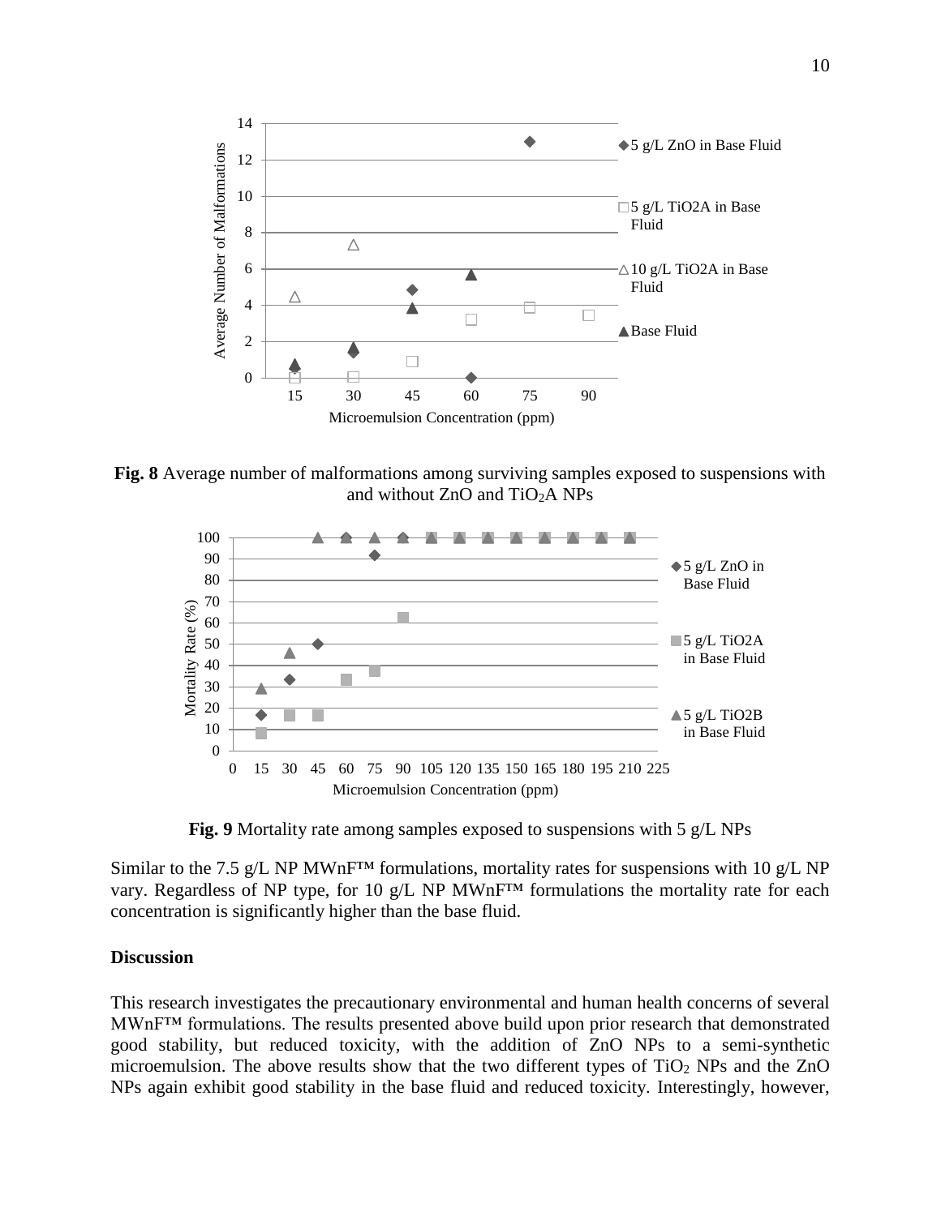**Fig. 8** Average number of malformations among surviving samples exposed to suspensions with and without ZnO and $TiO_2$A NPs

**Fig. 9** Mortality rate among samples exposed to suspensions with 5 g/L NPs

Similar to the 7.5 g/L NP MWnF™ formulations, mortality rates for suspensions with 10 g/L NP vary. Regardless of NP type, for 10 g/L NP MWnF™ formulations the mortality rate for each concentration is significantly higher than the base fluid.

## Discussion

This research investigates the precautionary environmental and human health concerns of several MWnF™ formulations. The results presented above build upon prior research that demonstrated good stability, but reduced toxicity, with the addition of ZnO NPs to a semi-synthetic microemulsion. The above results show that the two different types of $TiO_2$ NPs and the ZnO NPs again exhibit good stability in the base fluid and reduced toxicity. Interestingly, however,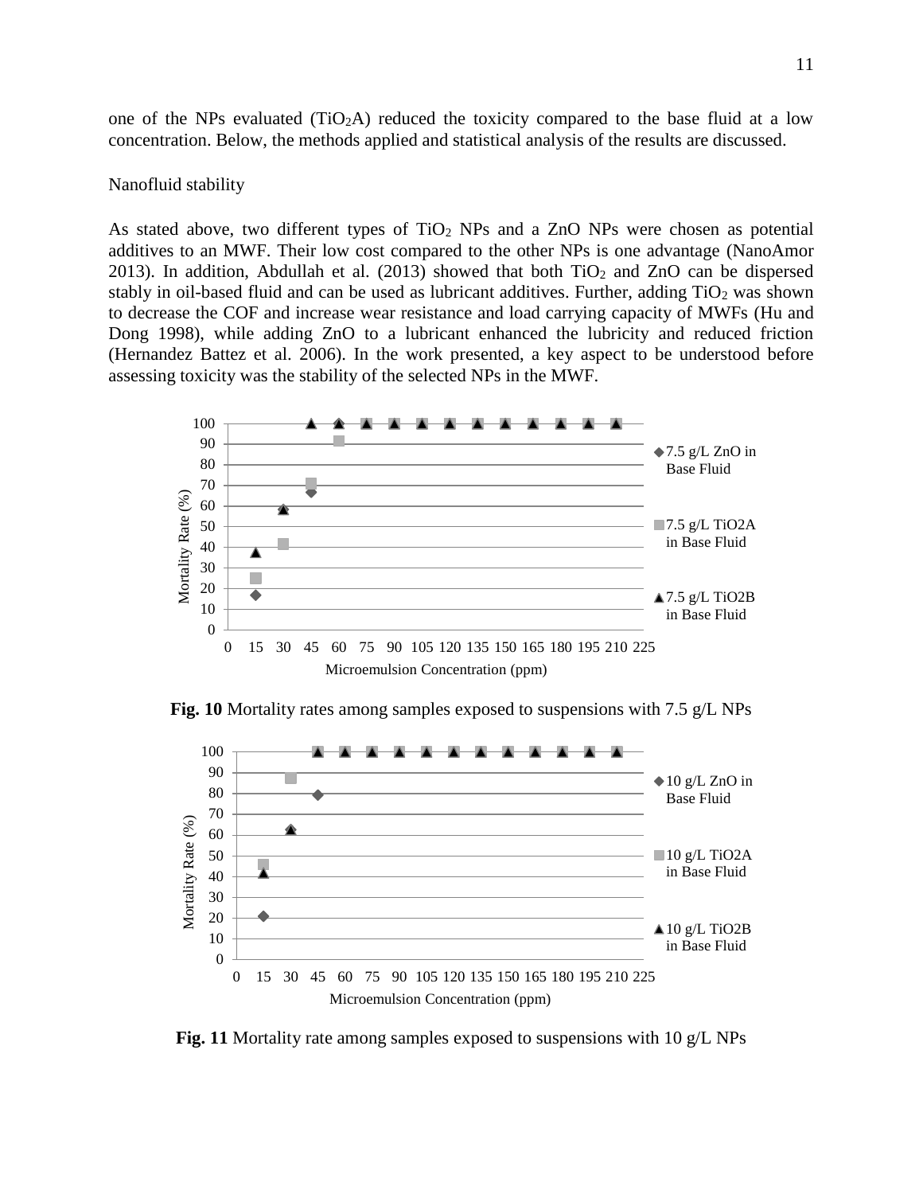one of the NPs evaluated ($TiO_2$A) reduced the toxicity compared to the base fluid at a low concentration. Below, the methods applied and statistical analysis of the results are discussed.

Nanofluid stability

As stated above, two different types of $TiO_2$ NPs and a ZnO NPs were chosen as potential additives to an MWF. Their low cost compared to the other NPs is one advantage (NanoAmor 2013). In addition, Abdullah et al. (2013) showed that both $TiO_2$ and ZnO can be dispersed stably in oil-based fluid and can be used as lubricant additives. Further, adding $TiO_2$ was shown to decrease the COF and increase wear resistance and load carrying capacity of MWFs (Hu and Dong 1998), while adding ZnO to a lubricant enhanced the lubricity and reduced friction (Hernandez Battez et al. 2006). In the work presented, a key aspect to be understood before assessing toxicity was the stability of the selected NPs in the MWF.

**Fig. 10** Mortality rates among samples exposed to suspensions with 7.5 g/L NPs

**Fig. 11** Mortality rate among samples exposed to suspensions with 10 g/L NPs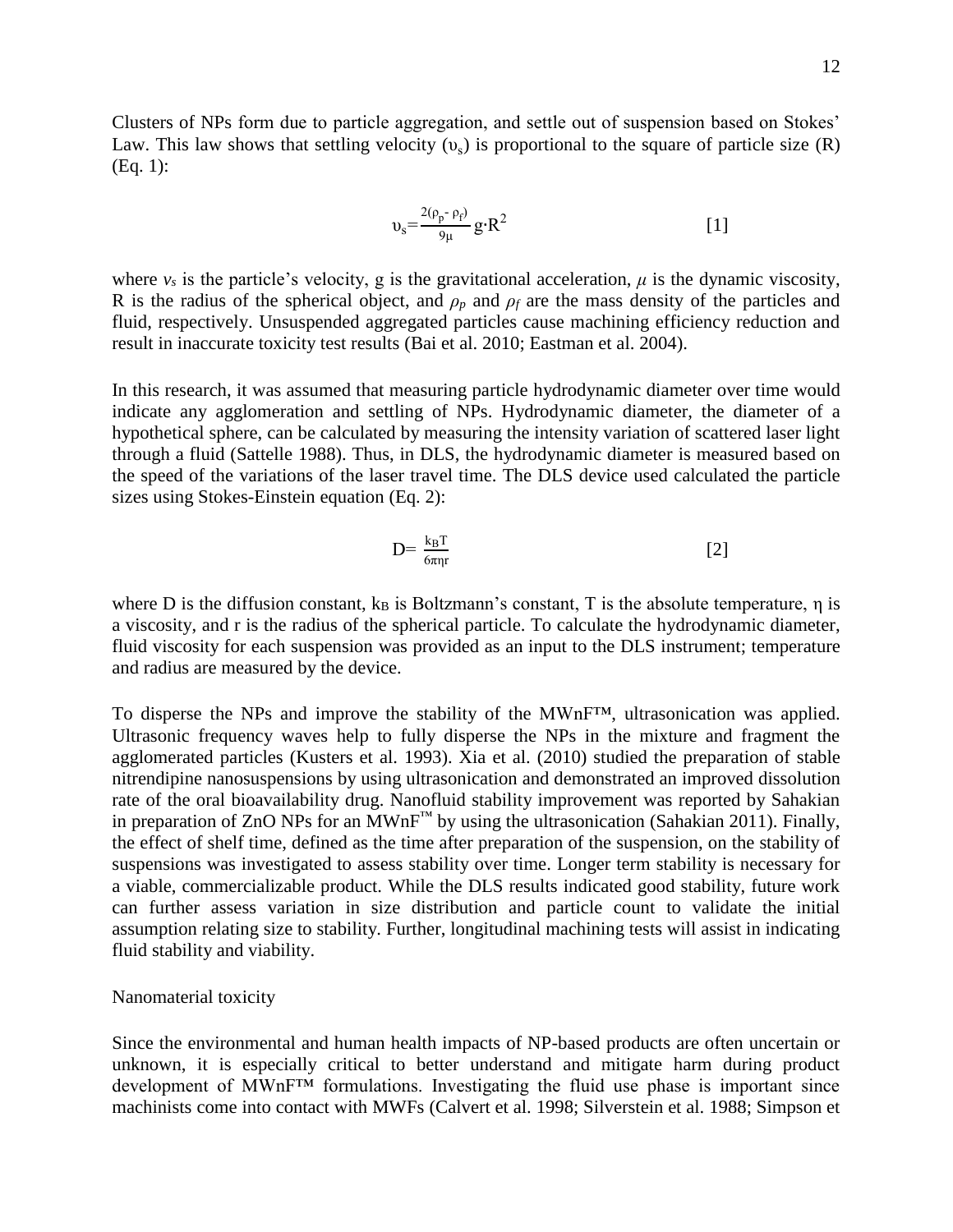Clusters of NPs form due to particle aggregation, and settle out of suspension based on Stokes' Law. This law shows that settling velocity ($\upsilon_s$) is proportional to the square of particle size (R) (Eq. 1):

$$\upsilon_s = \frac{2(\rho_p - \rho_f)}{9\mu} g \cdot R^2 \qquad [1]$$

where $v_s$ is the particle's velocity, g is the gravitational acceleration, $\mu$ is the dynamic viscosity, R is the radius of the spherical object, and $\rho_p$ and $\rho_f$ are the mass density of the particles and fluid, respectively. Unsuspended aggregated particles cause machining efficiency reduction and result in inaccurate toxicity test results (Bai et al. 2010; Eastman et al. 2004).

In this research, it was assumed that measuring particle hydrodynamic diameter over time would indicate any agglomeration and settling of NPs. Hydrodynamic diameter, the diameter of a hypothetical sphere, can be calculated by measuring the intensity variation of scattered laser light through a fluid (Sattelle 1988). Thus, in DLS, the hydrodynamic diameter is measured based on the speed of the variations of the laser travel time. The DLS device used calculated the particle sizes using Stokes-Einstein equation (Eq. 2):

$$D = \frac{k_B T}{6\pi\eta r} \qquad [2]$$

where D is the diffusion constant, $k_B$ is Boltzmann's constant, T is the absolute temperature, η is a viscosity, and r is the radius of the spherical particle. To calculate the hydrodynamic diameter, fluid viscosity for each suspension was provided as an input to the DLS instrument; temperature and radius are measured by the device.

To disperse the NPs and improve the stability of the MWnF™, ultrasonication was applied. Ultrasonic frequency waves help to fully disperse the NPs in the mixture and fragment the agglomerated particles (Kusters et al. 1993). Xia et al. (2010) studied the preparation of stable nitrendipine nanosuspensions by using ultrasonication and demonstrated an improved dissolution rate of the oral bioavailability drug. Nanofluid stability improvement was reported by Sahakian in preparation of ZnO NPs for an MWnF™ by using the ultrasonication (Sahakian 2011). Finally, the effect of shelf time, defined as the time after preparation of the suspension, on the stability of suspensions was investigated to assess stability over time. Longer term stability is necessary for a viable, commercializable product. While the DLS results indicated good stability, future work can further assess variation in size distribution and particle count to validate the initial assumption relating size to stability. Further, longitudinal machining tests will assist in indicating fluid stability and viability.

Nanomaterial toxicity

Since the environmental and human health impacts of NP-based products are often uncertain or unknown, it is especially critical to better understand and mitigate harm during product development of MWnF™ formulations. Investigating the fluid use phase is important since machinists come into contact with MWFs (Calvert et al. 1998; Silverstein et al. 1988; Simpson et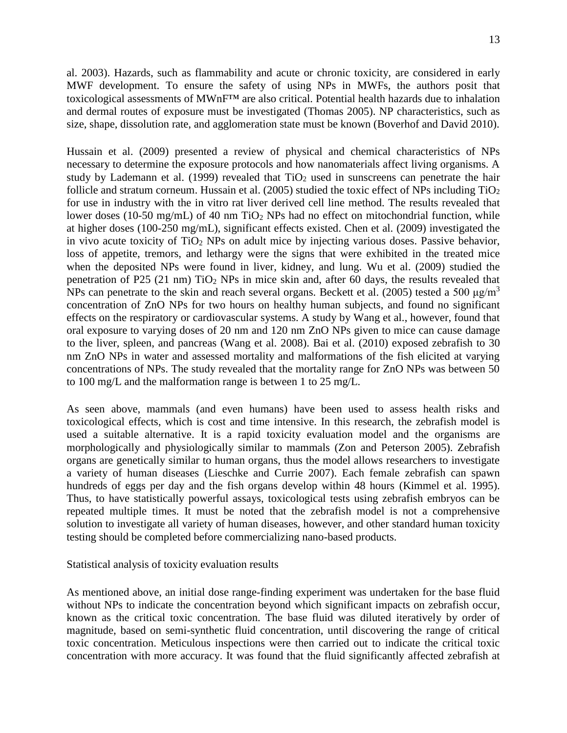al. 2003). Hazards, such as flammability and acute or chronic toxicity, are considered in early MWF development. To ensure the safety of using NPs in MWFs, the authors posit that toxicological assessments of MWnF™ are also critical. Potential health hazards due to inhalation and dermal routes of exposure must be investigated (Thomas 2005). NP characteristics, such as size, shape, dissolution rate, and agglomeration state must be known (Boverhof and David 2010).

Hussain et al. (2009) presented a review of physical and chemical characteristics of NPs necessary to determine the exposure protocols and how nanomaterials affect living organisms. A study by Lademann et al. (1999) revealed that $TiO_2$ used in sunscreens can penetrate the hair follicle and stratum corneum. Hussain et al. (2005) studied the toxic effect of NPs including $TiO_2$ for use in industry with the in vitro rat liver derived cell line method. The results revealed that lower doses (10-50 mg/mL) of 40 nm $TiO_2$ NPs had no effect on mitochondrial function, while at higher doses (100-250 mg/mL), significant effects existed. Chen et al. (2009) investigated the in vivo acute toxicity of $TiO_2$ NPs on adult mice by injecting various doses. Passive behavior, loss of appetite, tremors, and lethargy were the signs that were exhibited in the treated mice when the deposited NPs were found in liver, kidney, and lung. Wu et al. (2009) studied the penetration of P25 (21 nm) $TiO_2$ NPs in mice skin and, after 60 days, the results revealed that NPs can penetrate to the skin and reach several organs. Beckett et al. (2005) tested a 500 $\mu g/m^3$ concentration of ZnO NPs for two hours on healthy human subjects, and found no significant effects on the respiratory or cardiovascular systems. A study by Wang et al., however, found that oral exposure to varying doses of 20 nm and 120 nm ZnO NPs given to mice can cause damage to the liver, spleen, and pancreas (Wang et al. 2008). Bai et al. (2010) exposed zebrafish to 30 nm ZnO NPs in water and assessed mortality and malformations of the fish elicited at varying concentrations of NPs. The study revealed that the mortality range for ZnO NPs was between 50 to 100 mg/L and the malformation range is between 1 to 25 mg/L.

As seen above, mammals (and even humans) have been used to assess health risks and toxicological effects, which is cost and time intensive. In this research, the zebrafish model is used a suitable alternative. It is a rapid toxicity evaluation model and the organisms are morphologically and physiologically similar to mammals (Zon and Peterson 2005). Zebrafish organs are genetically similar to human organs, thus the model allows researchers to investigate a variety of human diseases (Lieschke and Currie 2007). Each female zebrafish can spawn hundreds of eggs per day and the fish organs develop within 48 hours (Kimmel et al. 1995). Thus, to have statistically powerful assays, toxicological tests using zebrafish embryos can be repeated multiple times. It must be noted that the zebrafish model is not a comprehensive solution to investigate all variety of human diseases, however, and other standard human toxicity testing should be completed before commercializing nano-based products.

## Statistical analysis of toxicity evaluation results

As mentioned above, an initial dose range-finding experiment was undertaken for the base fluid without NPs to indicate the concentration beyond which significant impacts on zebrafish occur, known as the critical toxic concentration. The base fluid was diluted iteratively by order of magnitude, based on semi-synthetic fluid concentration, until discovering the range of critical toxic concentration. Meticulous inspections were then carried out to indicate the critical toxic concentration with more accuracy. It was found that the fluid significantly affected zebrafish at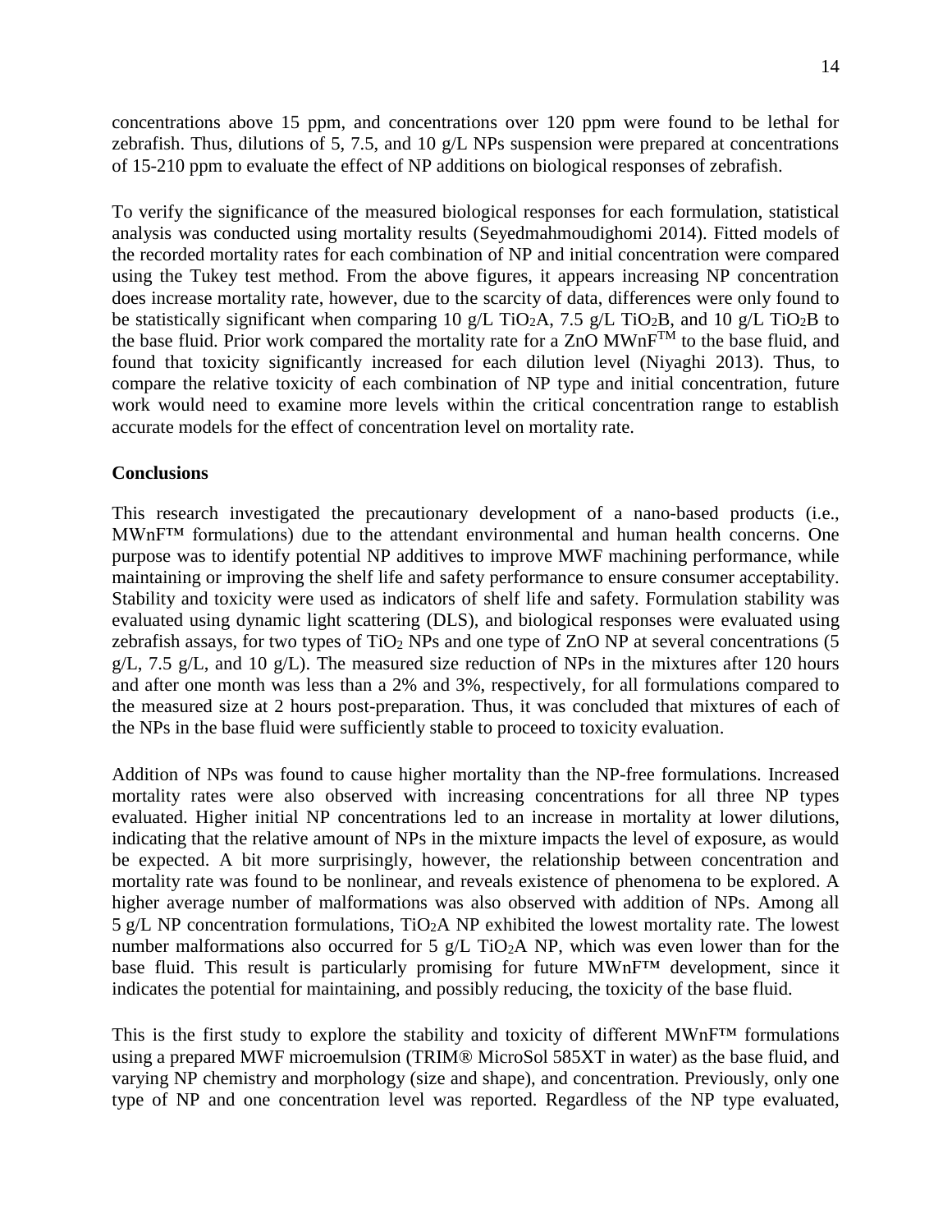concentrations above 15 ppm, and concentrations over 120 ppm were found to be lethal for zebrafish. Thus, dilutions of 5, 7.5, and 10 g/L NPs suspension were prepared at concentrations of 15-210 ppm to evaluate the effect of NP additions on biological responses of zebrafish.

To verify the significance of the measured biological responses for each formulation, statistical analysis was conducted using mortality results (Seyedmahmoudighomi 2014). Fitted models of the recorded mortality rates for each combination of NP and initial concentration were compared using the Tukey test method. From the above figures, it appears increasing NP concentration does increase mortality rate, however, due to the scarcity of data, differences were only found to be statistically significant when comparing 10 g/L $TiO_2$A, 7.5 g/L $TiO_2$B, and 10 g/L $TiO_2$B to the base fluid. Prior work compared the mortality rate for a ZnO MWnF$^{TM}$ to the base fluid, and found that toxicity significantly increased for each dilution level (Niyaghi 2013). Thus, to compare the relative toxicity of each combination of NP type and initial concentration, future work would need to examine more levels within the critical concentration range to establish accurate models for the effect of concentration level on mortality rate.

**Conclusions**

This research investigated the precautionary development of a nano-based products (i.e., MWnF™ formulations) due to the attendant environmental and human health concerns. One purpose was to identify potential NP additives to improve MWF machining performance, while maintaining or improving the shelf life and safety performance to ensure consumer acceptability. Stability and toxicity were used as indicators of shelf life and safety. Formulation stability was evaluated using dynamic light scattering (DLS), and biological responses were evaluated using zebrafish assays, for two types of $TiO_2$ NPs and one type of ZnO NP at several concentrations (5 g/L, 7.5 g/L, and 10 g/L). The measured size reduction of NPs in the mixtures after 120 hours and after one month was less than a 2% and 3%, respectively, for all formulations compared to the measured size at 2 hours post-preparation. Thus, it was concluded that mixtures of each of the NPs in the base fluid were sufficiently stable to proceed to toxicity evaluation.

Addition of NPs was found to cause higher mortality than the NP-free formulations. Increased mortality rates were also observed with increasing concentrations for all three NP types evaluated. Higher initial NP concentrations led to an increase in mortality at lower dilutions, indicating that the relative amount of NPs in the mixture impacts the level of exposure, as would be expected. A bit more surprisingly, however, the relationship between concentration and mortality rate was found to be nonlinear, and reveals existence of phenomena to be explored. A higher average number of malformations was also observed with addition of NPs. Among all 5 g/L NP concentration formulations, $TiO_2$A NP exhibited the lowest mortality rate. The lowest number malformations also occurred for 5 g/L $TiO_2$A NP, which was even lower than for the base fluid. This result is particularly promising for future MWnF™ development, since it indicates the potential for maintaining, and possibly reducing, the toxicity of the base fluid.

This is the first study to explore the stability and toxicity of different MWnF™ formulations using a prepared MWF microemulsion (TRIM® MicroSol 585XT in water) as the base fluid, and varying NP chemistry and morphology (size and shape), and concentration. Previously, only one type of NP and one concentration level was reported. Regardless of the NP type evaluated,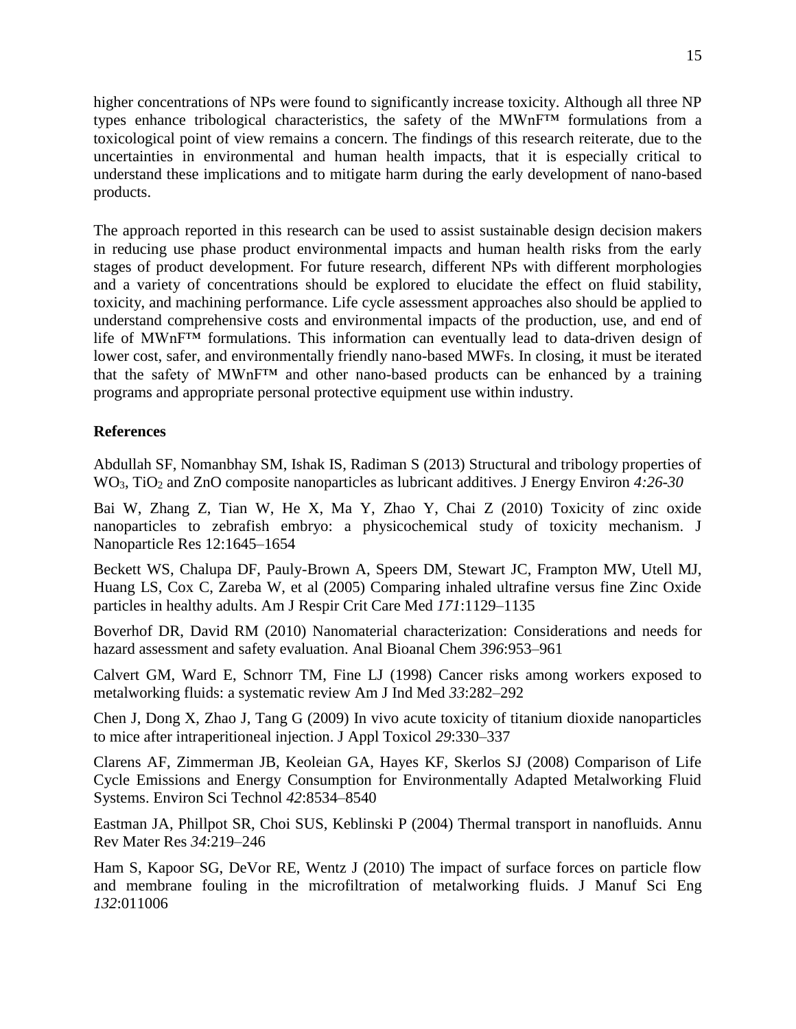higher concentrations of NPs were found to significantly increase toxicity. Although all three NP types enhance tribological characteristics, the safety of the MWnF™ formulations from a toxicological point of view remains a concern. The findings of this research reiterate, due to the uncertainties in environmental and human health impacts, that it is especially critical to understand these implications and to mitigate harm during the early development of nano-based products.

The approach reported in this research can be used to assist sustainable design decision makers in reducing use phase product environmental impacts and human health risks from the early stages of product development. For future research, different NPs with different morphologies and a variety of concentrations should be explored to elucidate the effect on fluid stability, toxicity, and machining performance. Life cycle assessment approaches also should be applied to understand comprehensive costs and environmental impacts of the production, use, and end of life of MWnF™ formulations. This information can eventually lead to data-driven design of lower cost, safer, and environmentally friendly nano-based MWFs. In closing, it must be iterated that the safety of MWnF™ and other nano-based products can be enhanced by a training programs and appropriate personal protective equipment use within industry.

## References

Abdullah SF, Nomanbhay SM, Ishak IS, Radiman S (2013) Structural and tribology properties of $WO_3$, $TiO_2$ and ZnO composite nanoparticles as lubricant additives. J Energy Environ *4:26-30*

Bai W, Zhang Z, Tian W, He X, Ma Y, Zhao Y, Chai Z (2010) Toxicity of zinc oxide nanoparticles to zebrafish embryo: a physicochemical study of toxicity mechanism. J Nanoparticle Res 12:1645–1654

Beckett WS, Chalupa DF, Pauly-Brown A, Speers DM, Stewart JC, Frampton MW, Utell MJ, Huang LS, Cox C, Zareba W, et al (2005) Comparing inhaled ultrafine versus fine Zinc Oxide particles in healthy adults. Am J Respir Crit Care Med *171*:1129–1135

Boverhof DR, David RM (2010) Nanomaterial characterization: Considerations and needs for hazard assessment and safety evaluation. Anal Bioanal Chem *396*:953–961

Calvert GM, Ward E, Schnorr TM, Fine LJ (1998) Cancer risks among workers exposed to metalworking fluids: a systematic review Am J Ind Med *33*:282–292

Chen J, Dong X, Zhao J, Tang G (2009) In vivo acute toxicity of titanium dioxide nanoparticles to mice after intraperitioneal injection. J Appl Toxicol *29*:330–337

Clarens AF, Zimmerman JB, Keoleian GA, Hayes KF, Skerlos SJ (2008) Comparison of Life Cycle Emissions and Energy Consumption for Environmentally Adapted Metalworking Fluid Systems. Environ Sci Technol *42*:8534–8540

Eastman JA, Phillpot SR, Choi SUS, Keblinski P (2004) Thermal transport in nanofluids. Annu Rev Mater Res *34*:219–246

Ham S, Kapoor SG, DeVor RE, Wentz J (2010) The impact of surface forces on particle flow and membrane fouling in the microfiltration of metalworking fluids. J Manuf Sci Eng *132*:011006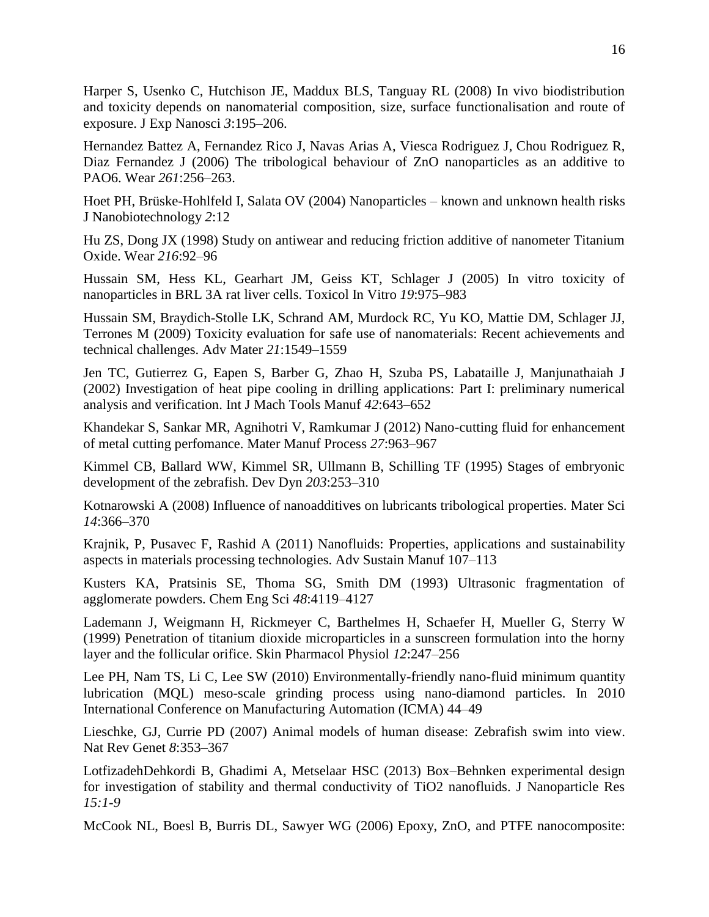Harper S, Usenko C, Hutchison JE, Maddux BLS, Tanguay RL (2008) In vivo biodistribution and toxicity depends on nanomaterial composition, size, surface functionalisation and route of exposure. J Exp Nanosci *3*:195–206.

Hernandez Battez A, Fernandez Rico J, Navas Arias A, Viesca Rodriguez J, Chou Rodriguez R, Diaz Fernandez J (2006) The tribological behaviour of ZnO nanoparticles as an additive to PAO6. Wear *261*:256–263.

Hoet PH, Brüske-Hohlfeld I, Salata OV (2004) Nanoparticles – known and unknown health risks J Nanobiotechnology *2*:12

Hu ZS, Dong JX (1998) Study on antiwear and reducing friction additive of nanometer Titanium Oxide. Wear *216*:92–96

Hussain SM, Hess KL, Gearhart JM, Geiss KT, Schlager J (2005) In vitro toxicity of nanoparticles in BRL 3A rat liver cells. Toxicol In Vitro *19*:975–983

Hussain SM, Braydich-Stolle LK, Schrand AM, Murdock RC, Yu KO, Mattie DM, Schlager JJ, Terrones M (2009) Toxicity evaluation for safe use of nanomaterials: Recent achievements and technical challenges. Adv Mater *21*:1549–1559

Jen TC, Gutierrez G, Eapen S, Barber G, Zhao H, Szuba PS, Labataille J, Manjunathaiah J (2002) Investigation of heat pipe cooling in drilling applications: Part I: preliminary numerical analysis and verification. Int J Mach Tools Manuf *42*:643–652

Khandekar S, Sankar MR, Agnihotri V, Ramkumar J (2012) Nano-cutting fluid for enhancement of metal cutting perfomance. Mater Manuf Process *27*:963–967

Kimmel CB, Ballard WW, Kimmel SR, Ullmann B, Schilling TF (1995) Stages of embryonic development of the zebrafish. Dev Dyn *203*:253–310

Kotnarowski A (2008) Influence of nanoadditives on lubricants tribological properties. Mater Sci *14*:366–370

Krajnik, P, Pusavec F, Rashid A (2011) Nanofluids: Properties, applications and sustainability aspects in materials processing technologies. Adv Sustain Manuf 107–113

Kusters KA, Pratsinis SE, Thoma SG, Smith DM (1993) Ultrasonic fragmentation of agglomerate powders. Chem Eng Sci *48*:4119–4127

Lademann J, Weigmann H, Rickmeyer C, Barthelmes H, Schaefer H, Mueller G, Sterry W (1999) Penetration of titanium dioxide microparticles in a sunscreen formulation into the horny layer and the follicular orifice. Skin Pharmacol Physiol *12*:247–256

Lee PH, Nam TS, Li C, Lee SW (2010) Environmentally-friendly nano-fluid minimum quantity lubrication (MQL) meso-scale grinding process using nano-diamond particles. In 2010 International Conference on Manufacturing Automation (ICMA) 44–49

Lieschke, GJ, Currie PD (2007) Animal models of human disease: Zebrafish swim into view. Nat Rev Genet *8*:353–367

LotfizadehDehkordi B, Ghadimi A, Metselaar HSC (2013) Box–Behnken experimental design for investigation of stability and thermal conductivity of TiO2 nanofluids. J Nanoparticle Res *15:1-9*

McCook NL, Boesl B, Burris DL, Sawyer WG (2006) Epoxy, ZnO, and PTFE nanocomposite: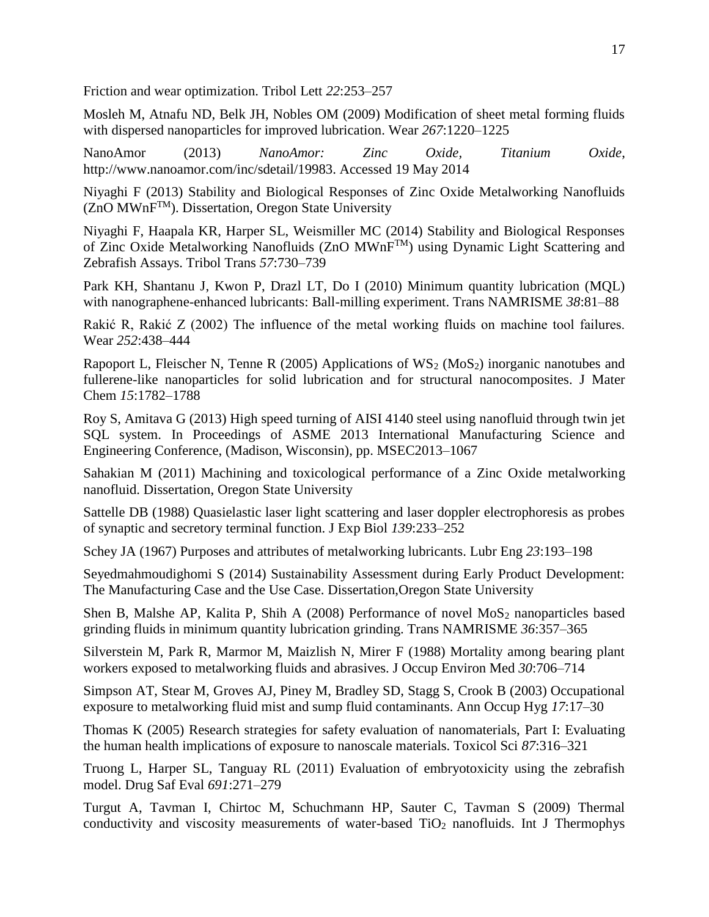Friction and wear optimization. Tribol Lett *22*:253–257

Mosleh M, Atnafu ND, Belk JH, Nobles OM (2009) Modification of sheet metal forming fluids with dispersed nanoparticles for improved lubrication. Wear *267*:1220–1225

NanoAmor (2013) *NanoAmor: Zinc Oxide, Titanium Oxide*, http://www.nanoamor.com/inc/sdetail/19983. Accessed 19 May 2014

Niyaghi F (2013) Stability and Biological Responses of Zinc Oxide Metalworking Nanofluids (ZnO MWnF™). Dissertation, Oregon State University

Niyaghi F, Haapala KR, Harper SL, Weismiller MC (2014) Stability and Biological Responses of Zinc Oxide Metalworking Nanofluids (ZnO MWnF™) using Dynamic Light Scattering and Zebrafish Assays. Tribol Trans *57*:730–739

Park KH, Shantanu J, Kwon P, Drazl LT, Do I (2010) Minimum quantity lubrication (MQL) with nanographene-enhanced lubricants: Ball-milling experiment. Trans NAMRISME *38*:81–88

Rakić R, Rakić Z (2002) The influence of the metal working fluids on machine tool failures. Wear *252*:438–444

Rapoport L, Fleischer N, Tenne R (2005) Applications of $WS_2$ ($MoS_2$) inorganic nanotubes and fullerene-like nanoparticles for solid lubrication and for structural nanocomposites. J Mater Chem *15*:1782–1788

Roy S, Amitava G (2013) High speed turning of AISI 4140 steel using nanofluid through twin jet SQL system. In Proceedings of ASME 2013 International Manufacturing Science and Engineering Conference, (Madison, Wisconsin), pp. MSEC2013–1067

Sahakian M (2011) Machining and toxicological performance of a Zinc Oxide metalworking nanofluid. Dissertation, Oregon State University

Sattelle DB (1988) Quasielastic laser light scattering and laser doppler electrophoresis as probes of synaptic and secretory terminal function. J Exp Biol *139*:233–252

Schey JA (1967) Purposes and attributes of metalworking lubricants. Lubr Eng *23*:193–198

Seyedmahmoudighomi S (2014) Sustainability Assessment during Early Product Development: The Manufacturing Case and the Use Case. Dissertation,Oregon State University

Shen B, Malshe AP, Kalita P, Shih A (2008) Performance of novel $MoS_2$ nanoparticles based grinding fluids in minimum quantity lubrication grinding. Trans NAMRISME *36*:357–365

Silverstein M, Park R, Marmor M, Maizlish N, Mirer F (1988) Mortality among bearing plant workers exposed to metalworking fluids and abrasives. J Occup Environ Med *30*:706–714

Simpson AT, Stear M, Groves AJ, Piney M, Bradley SD, Stagg S, Crook B (2003) Occupational exposure to metalworking fluid mist and sump fluid contaminants. Ann Occup Hyg *17*:17–30

Thomas K (2005) Research strategies for safety evaluation of nanomaterials, Part I: Evaluating the human health implications of exposure to nanoscale materials. Toxicol Sci *87*:316–321

Truong L, Harper SL, Tanguay RL (2011) Evaluation of embryotoxicity using the zebrafish model. Drug Saf Eval *691*:271–279

Turgut A, Tavman I, Chirtoc M, Schuchmann HP, Sauter C, Tavman S (2009) Thermal conductivity and viscosity measurements of water-based $TiO_2$ nanofluids. Int J Thermophys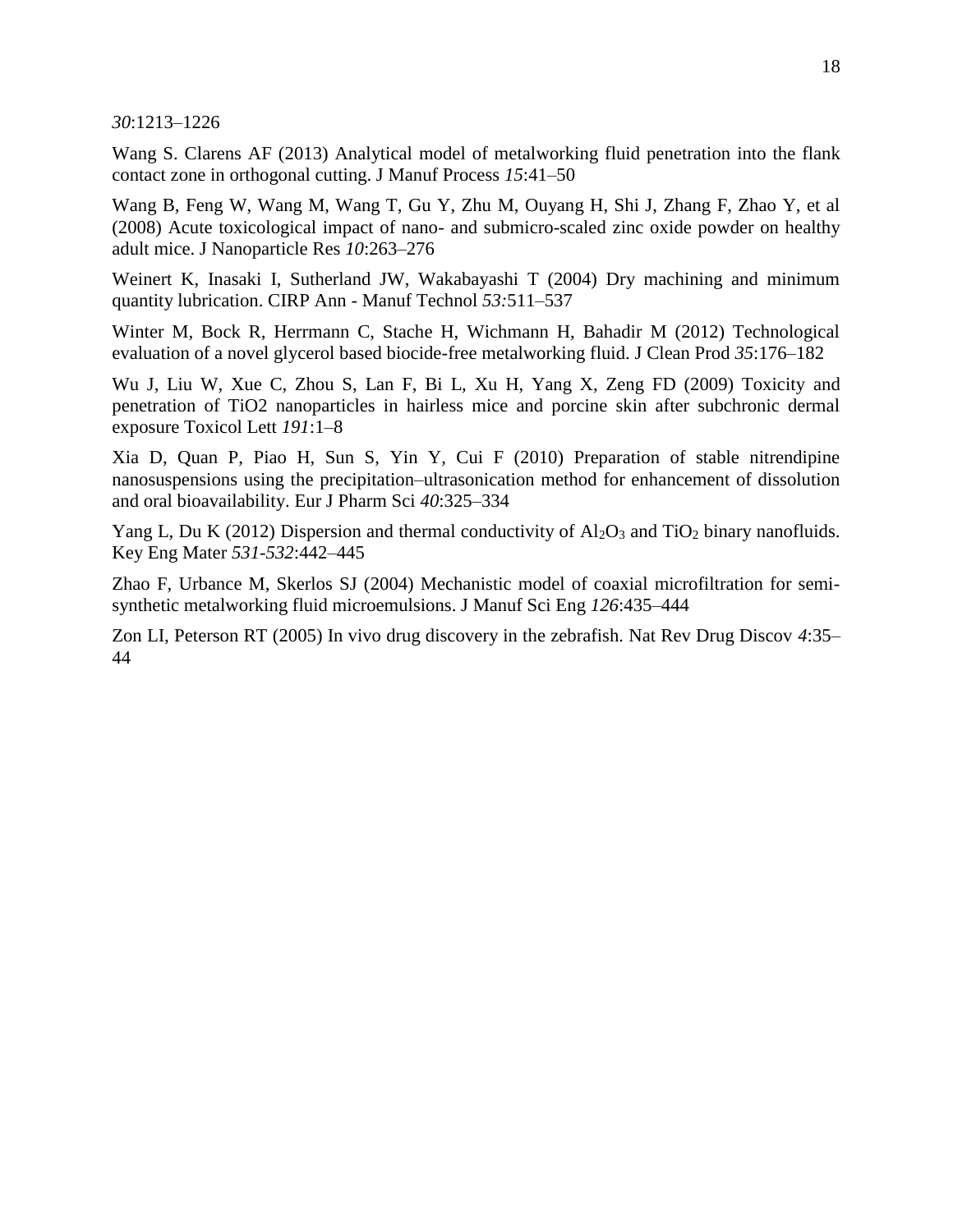*30*:1213–1226

Wang S. Clarens AF (2013) Analytical model of metalworking fluid penetration into the flank contact zone in orthogonal cutting. J Manuf Process *15*:41–50

Wang B, Feng W, Wang M, Wang T, Gu Y, Zhu M, Ouyang H, Shi J, Zhang F, Zhao Y, et al (2008) Acute toxicological impact of nano- and submicro-scaled zinc oxide powder on healthy adult mice. J Nanoparticle Res *10*:263–276

Weinert K, Inasaki I, Sutherland JW, Wakabayashi T (2004) Dry machining and minimum quantity lubrication. CIRP Ann - Manuf Technol *53:*511–537

Winter M, Bock R, Herrmann C, Stache H, Wichmann H, Bahadir M (2012) Technological evaluation of a novel glycerol based biocide-free metalworking fluid. J Clean Prod *35*:176–182

Wu J, Liu W, Xue C, Zhou S, Lan F, Bi L, Xu H, Yang X, Zeng FD (2009) Toxicity and penetration of TiO2 nanoparticles in hairless mice and porcine skin after subchronic dermal exposure Toxicol Lett *191*:1–8

Xia D, Quan P, Piao H, Sun S, Yin Y, Cui F (2010) Preparation of stable nitrendipine nanosuspensions using the precipitation–ultrasonication method for enhancement of dissolution and oral bioavailability. Eur J Pharm Sci *40*:325–334

Yang L, Du K (2012) Dispersion and thermal conductivity of $Al_2O_3$ and $TiO_2$ binary nanofluids. Key Eng Mater *531-532*:442–445

Zhao F, Urbance M, Skerlos SJ (2004) Mechanistic model of coaxial microfiltration for semi-synthetic metalworking fluid microemulsions. J Manuf Sci Eng *126*:435–444

Zon LI, Peterson RT (2005) In vivo drug discovery in the zebrafish. Nat Rev Drug Discov *4*:35–44